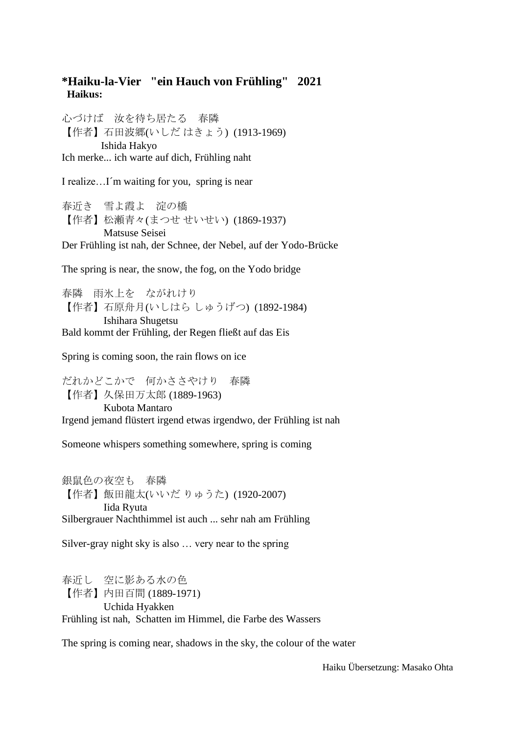**\*Haiku-la-Vier "ein Hauch von Frühling" 2021**

**Haikus:**

心づけば　汝を待ち居たる　春隣
【作者】石田波郷(いしだ はきょう)  (1913-1969)
Ishida Hakyo
Ich merke... ich warte auf dich, Frühling naht

I realize…I´m waiting for you,  spring is near

春近き　雪よ霞よ　淀の橋
【作者】松瀬青々(まつせ せいせい)  (1869-1937)
Matsuse Seisei
Der Frühling ist nah, der Schnee, der Nebel, auf der Yodo-Brücke

The spring is near, the snow, the fog, on the Yodo bridge

春隣　雨氷上を　ながれけり
【作者】石原舟月(いしはら しゅうげつ)  (1892-1984)
Ishihara Shugetsu
Bald kommt der Frühling, der Regen fließt auf das Eis

Spring is coming soon, the rain flows on ice

だれかどこかで　何かささやけり　春隣
【作者】久保田万太郎 (1889-1963)
Kubota Mantaro
Irgend jemand flüstert irgend etwas irgendwo, der Frühling ist nah

Someone whispers something somewhere, spring is coming

銀鼠色の夜空も　春隣
【作者】飯田龍太(いいだ りゅうた)  (1920-2007)
Iida Ryuta
Silbergrauer Nachthimmel ist auch ... sehr nah am Frühling

Silver-gray night sky is also … very near to the spring

春近し　空に影ある水の色
【作者】内田百間 (1889-1971)
Uchida Hyakken
Frühling ist nah,  Schatten im Himmel, die Farbe des Wassers

The spring is coming near, shadows in the sky, the colour of the water

Haiku Übersetzung: Masako Ohta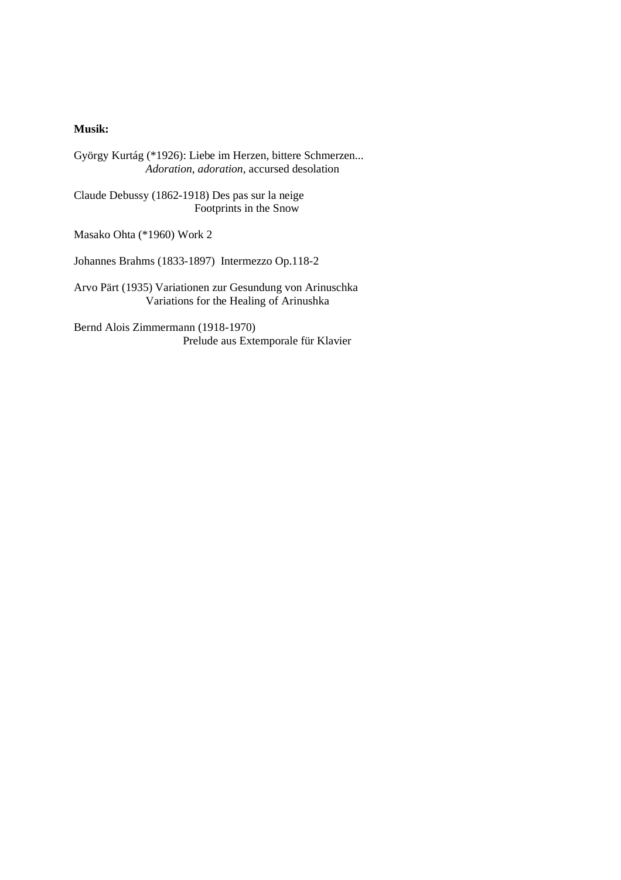**Musik:**

György Kurtág (*1926): Liebe im Herzen, bittere Schmerzen...
*Adoration, adoration*, accursed desolation

Claude Debussy (1862-1918) Des pas sur la neige
Footprints in the Snow

Masako Ohta (*1960) Work 2

Johannes Brahms (1833-1897) Intermezzo Op.118-2

Arvo Pärt (1935) Variationen zur Gesundung von Arinuschka
Variations for the Healing of Arinushka

Bernd Alois Zimmermann (1918-1970)
Prelude aus Extemporale für Klavier